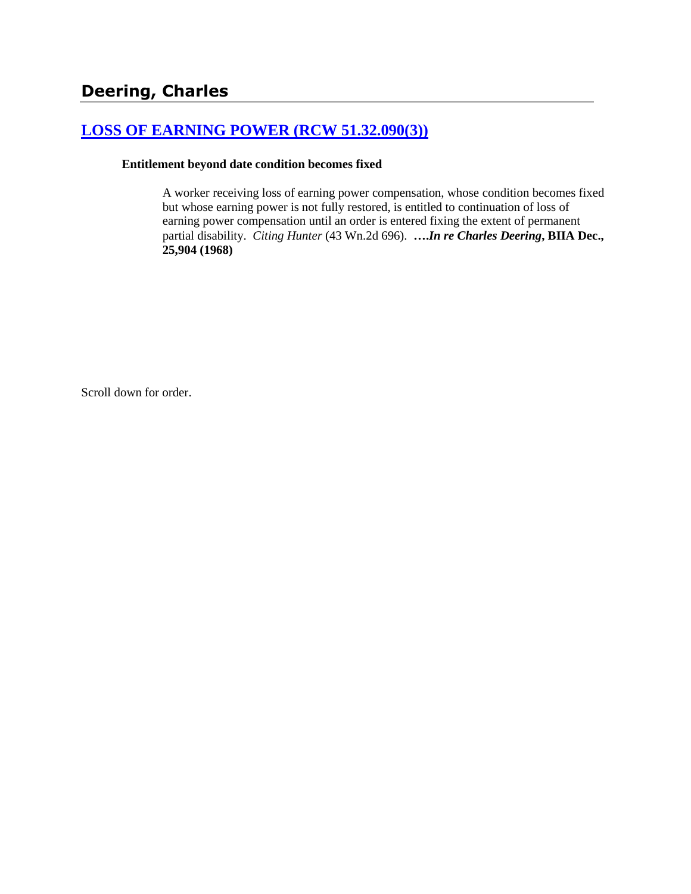## Deering, Charles

### [LOSS OF EARNING POWER (RCW 51.32.090(3))]

**Entitlement beyond date condition becomes fixed**

A worker receiving loss of earning power compensation, whose condition becomes fixed but whose earning power is not fully restored, is entitled to continuation of loss of earning power compensation until an order is entered fixing the extent of permanent partial disability. *Citing Hunter* (43 Wn.2d 696). ***….In re Charles Deering*, BIIA Dec., 25,904 (1968)**

Scroll down for order.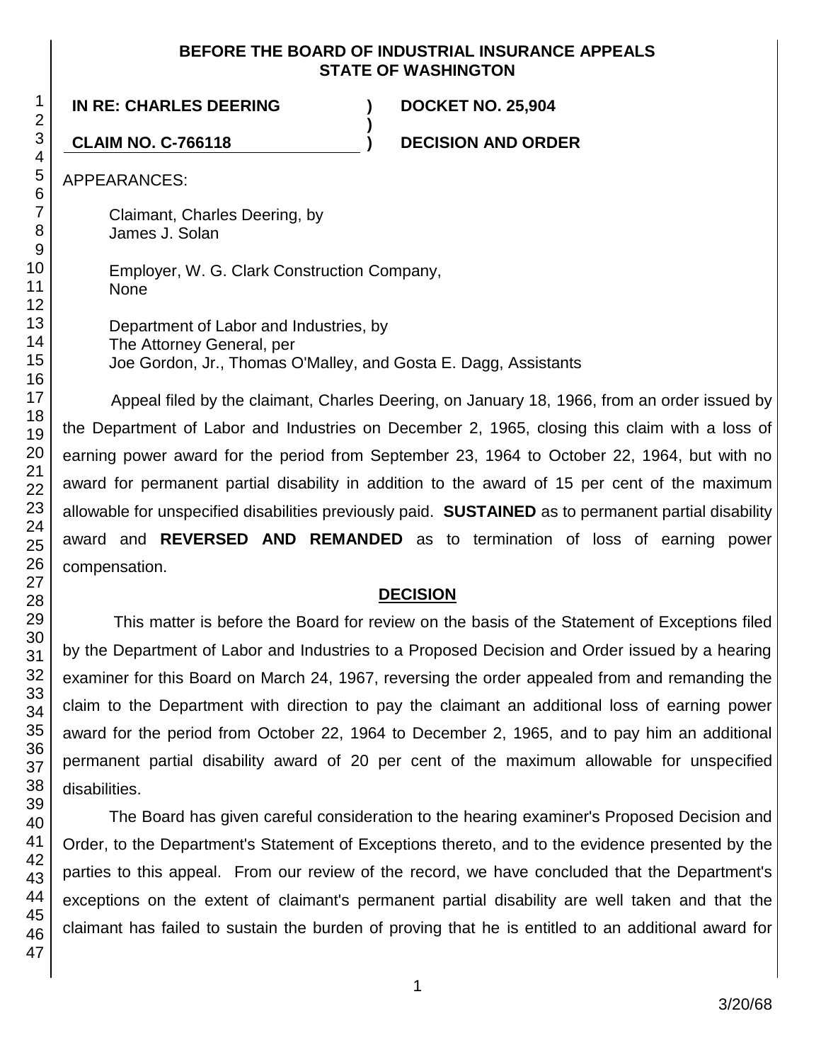**BEFORE THE BOARD OF INDUSTRIAL INSURANCE APPEALS**
**STATE OF WASHINGTON**

| | | |
|---|---|---|
| **IN RE: CHARLES DEERING** | **)** | **DOCKET NO. 25,904** |
| | **)** | |
| **CLAIM NO. C-766118** | **)** | **DECISION AND ORDER** |

APPEARANCES:

Claimant, Charles Deering, by
James J. Solan

Employer, W. G. Clark Construction Company,
None

Department of Labor and Industries, by
The Attorney General, per
Joe Gordon, Jr., Thomas O'Malley, and Gosta E. Dagg, Assistants

Appeal filed by the claimant, Charles Deering, on January 18, 1966, from an order issued by the Department of Labor and Industries on December 2, 1965, closing this claim with a loss of earning power award for the period from September 23, 1964 to October 22, 1964, but with no award for permanent partial disability in addition to the award of 15 per cent of the maximum allowable for unspecified disabilities previously paid. **SUSTAINED** as to permanent partial disability award and **REVERSED AND REMANDED** as to termination of loss of earning power compensation.

## DECISION

This matter is before the Board for review on the basis of the Statement of Exceptions filed by the Department of Labor and Industries to a Proposed Decision and Order issued by a hearing examiner for this Board on March 24, 1967, reversing the order appealed from and remanding the claim to the Department with direction to pay the claimant an additional loss of earning power award for the period from October 22, 1964 to December 2, 1965, and to pay him an additional permanent partial disability award of 20 per cent of the maximum allowable for unspecified disabilities.

The Board has given careful consideration to the hearing examiner's Proposed Decision and Order, to the Department's Statement of Exceptions thereto, and to the evidence presented by the parties to this appeal. From our review of the record, we have concluded that the Department's exceptions on the extent of claimant's permanent partial disability are well taken and that the claimant has failed to sustain the burden of proving that he is entitled to an additional award for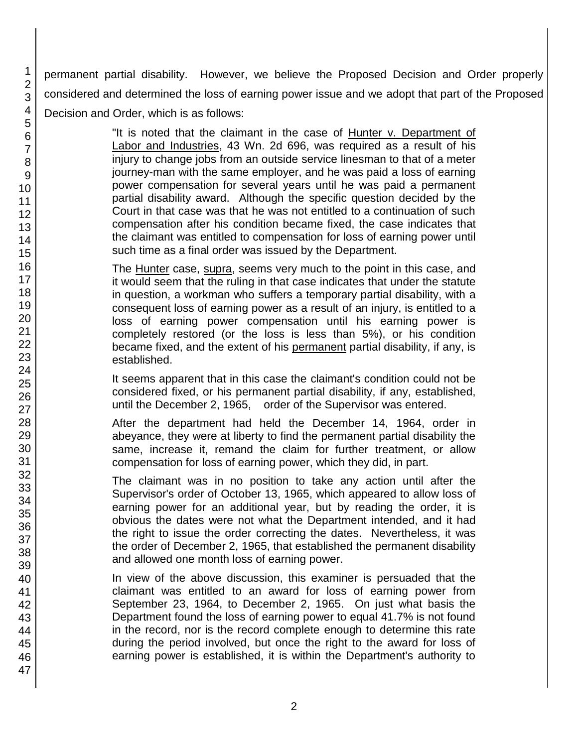permanent partial disability. However, we believe the Proposed Decision and Order properly considered and determined the loss of earning power issue and we adopt that part of the Proposed Decision and Order, which is as follows:

> "It is noted that the claimant in the case of Hunter v. Department of Labor and Industries, 43 Wn. 2d 696, was required as a result of his injury to change jobs from an outside service linesman to that of a meter journey-man with the same employer, and he was paid a loss of earning power compensation for several years until he was paid a permanent partial disability award. Although the specific question decided by the Court in that case was that he was not entitled to a continuation of such compensation after his condition became fixed, the case indicates that the claimant was entitled to compensation for loss of earning power until such time as a final order was issued by the Department.
>
> The Hunter case, supra, seems very much to the point in this case, and it would seem that the ruling in that case indicates that under the statute in question, a workman who suffers a temporary partial disability, with a consequent loss of earning power as a result of an injury, is entitled to a loss of earning power compensation until his earning power is completely restored (or the loss is less than 5%), or his condition became fixed, and the extent of his permanent partial disability, if any, is established.
>
> It seems apparent that in this case the claimant's condition could not be considered fixed, or his permanent partial disability, if any, established, until the December 2, 1965, order of the Supervisor was entered.
>
> After the department had held the December 14, 1964, order in abeyance, they were at liberty to find the permanent partial disability the same, increase it, remand the claim for further treatment, or allow compensation for loss of earning power, which they did, in part.
>
> The claimant was in no position to take any action until after the Supervisor's order of October 13, 1965, which appeared to allow loss of earning power for an additional year, but by reading the order, it is obvious the dates were not what the Department intended, and it had the right to issue the order correcting the dates. Nevertheless, it was the order of December 2, 1965, that established the permenent disability and allowed one month loss of earning power.
>
> In view of the above discussion, this examiner is persuaded that the claimant was entitled to an award for loss of earning power from September 23, 1964, to December 2, 1965. On just what basis the Department found the loss of earning power to equal 41.7% is not found in the record, nor is the record complete enough to determine this rate during the period involved, but once the right to the award for loss of earning power is established, it is within the Department's authority to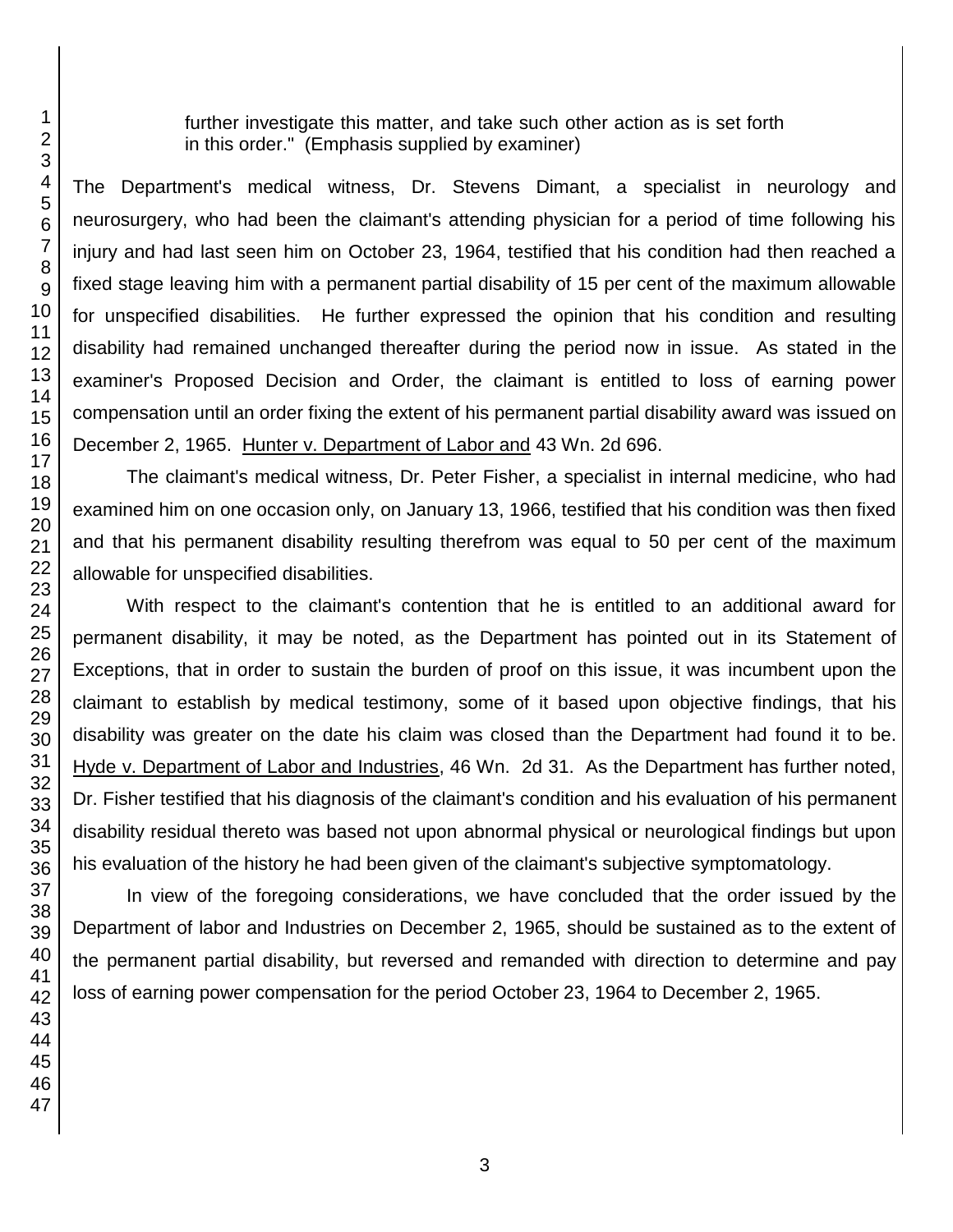further investigate this matter, and take such other action as is set forth in this order." (Emphasis supplied by examiner)

The Department's medical witness, Dr. Stevens Dimant, a specialist in neurology and neurosurgery, who had been the claimant's attending physician for a period of time following his injury and had last seen him on October 23, 1964, testified that his condition had then reached a fixed stage leaving him with a permanent partial disability of 15 per cent of the maximum allowable for unspecified disabilities. He further expressed the opinion that his condition and resulting disability had remained unchanged thereafter during the period now in issue. As stated in the examiner's Proposed Decision and Order, the claimant is entitled to loss of earning power compensation until an order fixing the extent of his permanent partial disability award was issued on December 2, 1965. Hunter v. Department of Labor and 43 Wn. 2d 696.

The claimant's medical witness, Dr. Peter Fisher, a specialist in internal medicine, who had examined him on one occasion only, on January 13, 1966, testified that his condition was then fixed and that his permanent disability resulting therefrom was equal to 50 per cent of the maximum allowable for unspecified disabilities.

With respect to the claimant's contention that he is entitled to an additional award for permanent disability, it may be noted, as the Department has pointed out in its Statement of Exceptions, that in order to sustain the burden of proof on this issue, it was incumbent upon the claimant to establish by medical testimony, some of it based upon objective findings, that his disability was greater on the date his claim was closed than the Department had found it to be. Hyde v. Department of Labor and Industries, 46 Wn. 2d 31. As the Department has further noted, Dr. Fisher testified that his diagnosis of the claimant's condition and his evaluation of his permanent disability residual thereto was based not upon abnormal physical or neurological findings but upon his evaluation of the history he had been given of the claimant's subjective symptomatology.

In view of the foregoing considerations, we have concluded that the order issued by the Department of labor and Industries on December 2, 1965, should be sustained as to the extent of the permanent partial disability, but reversed and remanded with direction to determine and pay loss of earning power compensation for the period October 23, 1964 to December 2, 1965.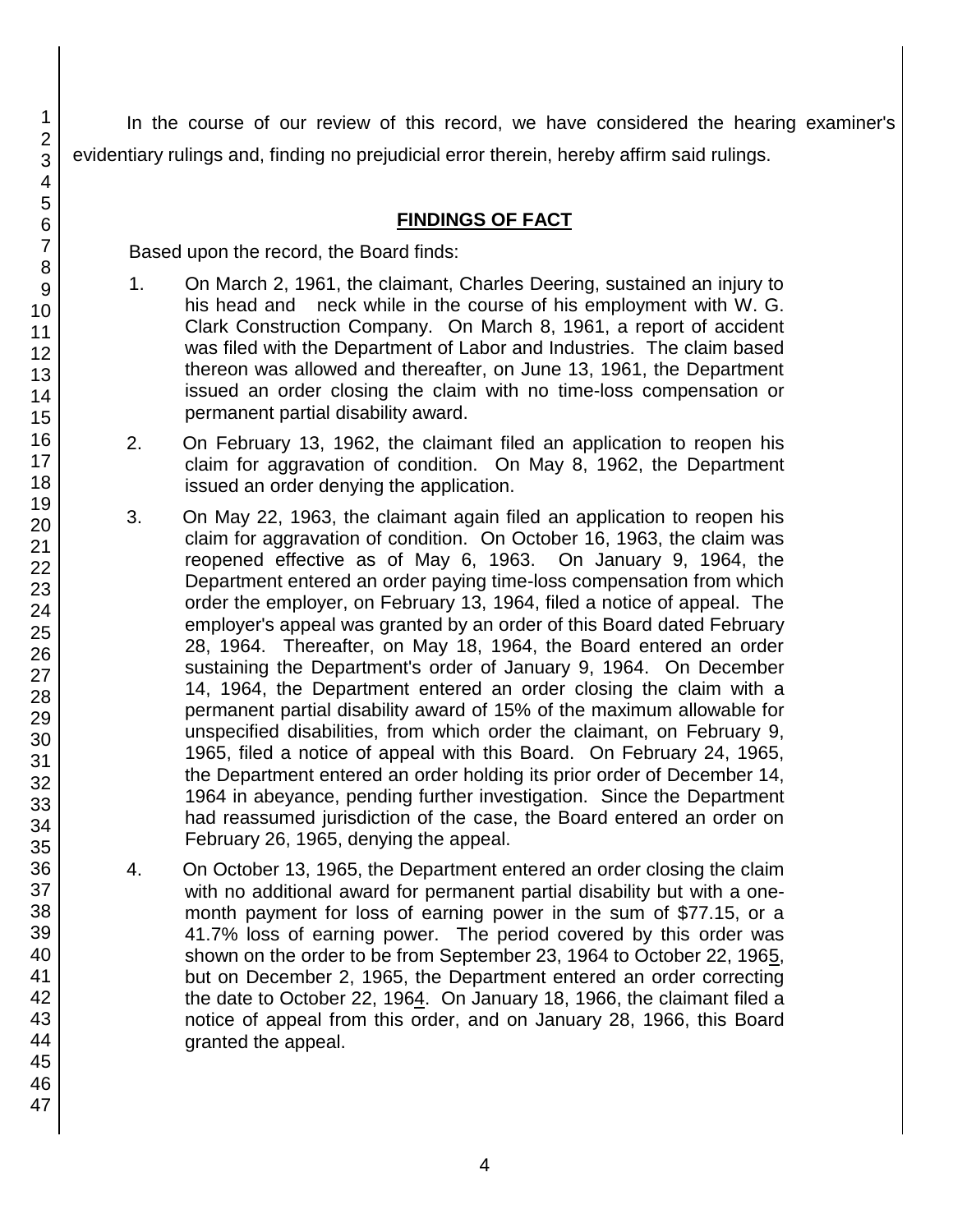In the course of our review of this record, we have considered the hearing examiner's evidentiary rulings and, finding no prejudicial error therein, hereby affirm said rulings.

## FINDINGS OF FACT

Based upon the record, the Board finds:

1. On March 2, 1961, the claimant, Charles Deering, sustained an injury to his head and neck while in the course of his employment with W. G. Clark Construction Company. On March 8, 1961, a report of accident was filed with the Department of Labor and Industries. The claim based thereon was allowed and thereafter, on June 13, 1961, the Department issued an order closing the claim with no time-loss compensation or permanent partial disability award.

2. On February 13, 1962, the claimant filed an application to reopen his claim for aggravation of condition. On May 8, 1962, the Department issued an order denying the application.

3. On May 22, 1963, the claimant again filed an application to reopen his claim for aggravation of condition. On October 16, 1963, the claim was reopened effective as of May 6, 1963. On January 9, 1964, the Department entered an order paying time-loss compensation from which order the employer, on February 13, 1964, filed a notice of appeal. The employer's appeal was granted by an order of this Board dated February 28, 1964. Thereafter, on May 18, 1964, the Board entered an order sustaining the Department's order of January 9, 1964. On December 14, 1964, the Department entered an order closing the claim with a permanent partial disability award of 15% of the maximum allowable for unspecified disabilities, from which order the claimant, on February 9, 1965, filed a notice of appeal with this Board. On February 24, 1965, the Department entered an order holding its prior order of December 14, 1964 in abeyance, pending further investigation. Since the Department had reassumed jurisdiction of the case, the Board entered an order on February 26, 1965, denying the appeal.

4. On October 13, 1965, the Department entered an order closing the claim with no additional award for permanent partial disability but with a one-month payment for loss of earning power in the sum of $77.15, or a 41.7% loss of earning power. The period covered by this order was shown on the order to be from September 23, 1964 to October 22, 1965, but on December 2, 1965, the Department entered an order correcting the date to October 22, 1964. On January 18, 1966, the claimant filed a notice of appeal from this order, and on January 28, 1966, this Board granted the appeal.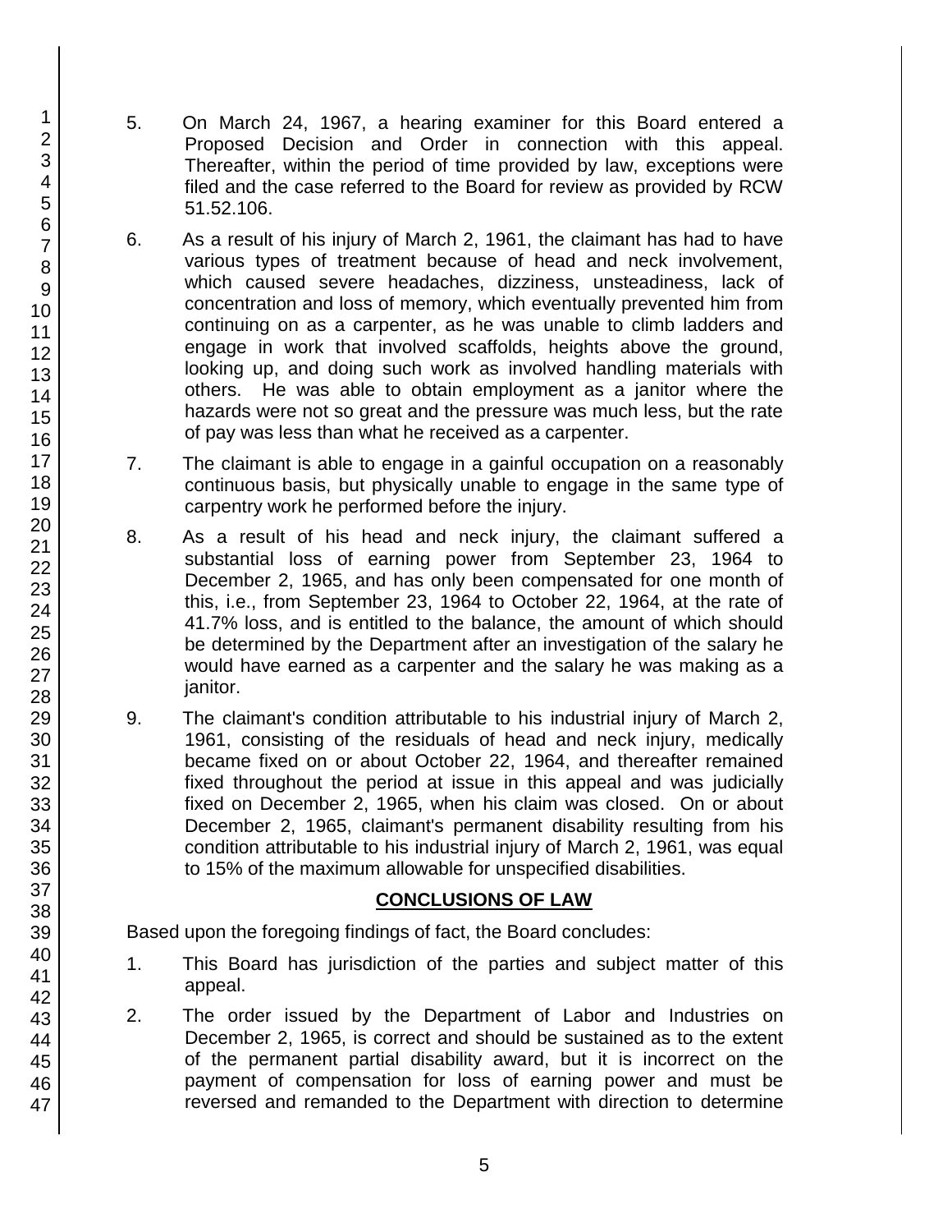5. On March 24, 1967, a hearing examiner for this Board entered a Proposed Decision and Order in connection with this appeal. Thereafter, within the period of time provided by law, exceptions were filed and the case referred to the Board for review as provided by RCW 51.52.106.

6. As a result of his injury of March 2, 1961, the claimant has had to have various types of treatment because of head and neck involvement, which caused severe headaches, dizziness, unsteadiness, lack of concentration and loss of memory, which eventually prevented him from continuing on as a carpenter, as he was unable to climb ladders and engage in work that involved scaffolds, heights above the ground, looking up, and doing such work as involved handling materials with others. He was able to obtain employment as a janitor where the hazards were not so great and the pressure was much less, but the rate of pay was less than what he received as a carpenter.

7. The claimant is able to engage in a gainful occupation on a reasonably continuous basis, but physically unable to engage in the same type of carpentry work he performed before the injury.

8. As a result of his head and neck injury, the claimant suffered a substantial loss of earning power from September 23, 1964 to December 2, 1965, and has only been compensated for one month of this, i.e., from September 23, 1964 to October 22, 1964, at the rate of 41.7% loss, and is entitled to the balance, the amount of which should be determined by the Department after an investigation of the salary he would have earned as a carpenter and the salary he was making as a janitor.

9. The claimant's condition attributable to his industrial injury of March 2, 1961, consisting of the residuals of head and neck injury, medically became fixed on or about October 22, 1964, and thereafter remained fixed throughout the period at issue in this appeal and was judicially fixed on December 2, 1965, when his claim was closed. On or about December 2, 1965, claimant's permanent disability resulting from his condition attributable to his industrial injury of March 2, 1961, was equal to 15% of the maximum allowable for unspecified disabilities.

## CONCLUSIONS OF LAW

Based upon the foregoing findings of fact, the Board concludes:

1. This Board has jurisdiction of the parties and subject matter of this appeal.

2. The order issued by the Department of Labor and Industries on December 2, 1965, is correct and should be sustained as to the extent of the permanent partial disability award, but it is incorrect on the payment of compensation for loss of earning power and must be reversed and remanded to the Department with direction to determine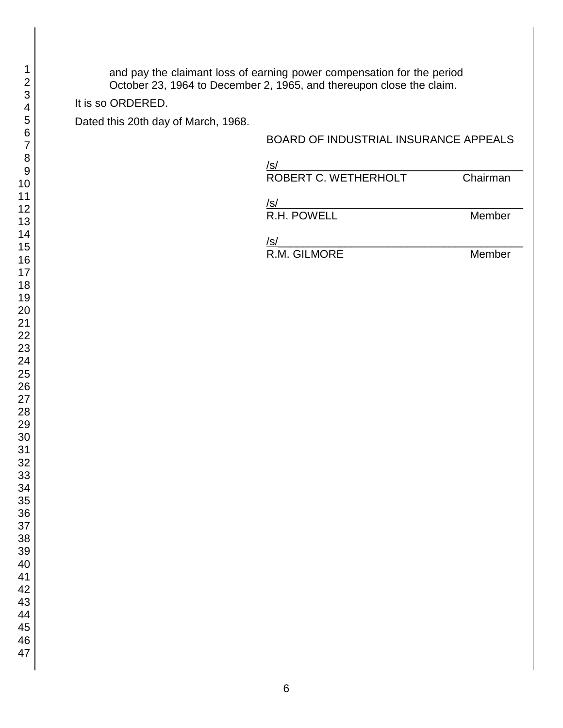and pay the claimant loss of earning power compensation for the period October 23, 1964 to December 2, 1965, and thereupon close the claim.

It is so ORDERED.

Dated this 20th day of March, 1968.

BOARD OF INDUSTRIAL INSURANCE APPEALS

/s/
ROBERT C. WETHERHOLT Chairman

/s/
R.H. POWELL Member

/s/
R.M. GILMORE Member